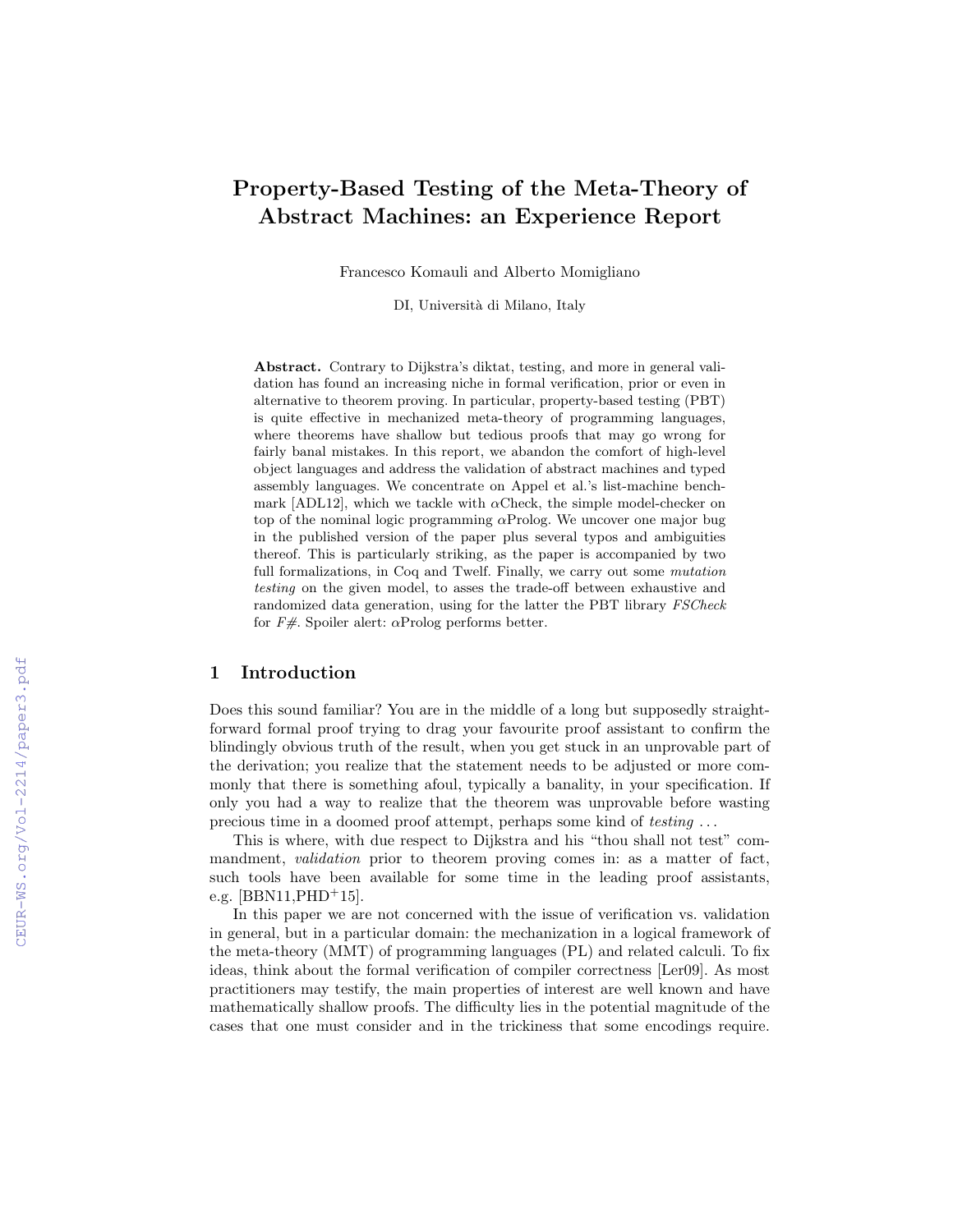# Property-Based Testing of the Meta-Theory of Abstract Machines: an Experience Report

Francesco Komauli and Alberto Momigliano

DI, Università di Milano, Italy

**Abstract.** Contrary to Dijkstra's diktat, testing, and more in general validation has found an increasing niche in formal verification, prior or even in alternative to theorem proving. In particular, property-based testing (PBT) is quite effective in mechanized meta-theory of programming languages, where theorems have shallow but tedious proofs that may go wrong for fairly banal mistakes. In this report, we abandon the comfort of high-level object languages and address the validation of abstract machines and typed assembly languages. We concentrate on Appel et al.'s list-machine benchmark [ADL12], which we tackle with $\alpha$Check, the simple model-checker on top of the nominal logic programming $\alpha$Prolog. We uncover one major bug in the published version of the paper plus several typos and ambiguities thereof. This is particularly striking, as the paper is accompanied by two full formalizations, in Coq and Twelf. Finally, we carry out some *mutation testing* on the given model, to asses the trade-off between exhaustive and randomized data generation, using for the latter the PBT library *FSCheck* for *F#*. Spoiler alert: $\alpha$Prolog performs better.

## 1 Introduction

Does this sound familiar? You are in the middle of a long but supposedly straightforward formal proof trying to drag your favourite proof assistant to confirm the blindingly obvious truth of the result, when you get stuck in an unprovable part of the derivation; you realize that the statement needs to be adjusted or more commonly that there is something afoul, typically a banality, in your specification. If only you had a way to realize that the theorem was unprovable before wasting precious time in a doomed proof attempt, perhaps some kind of *testing* ...

This is where, with due respect to Dijkstra and his "thou shall not test" commandment, *validation* prior to theorem proving comes in: as a matter of fact, such tools have been available for some time in the leading proof assistants, e.g. [BBN11,PHD[+]15].

In this paper we are not concerned with the issue of verification vs. validation in general, but in a particular domain: the mechanization in a logical framework of the meta-theory (MMT) of programming languages (PL) and related calculi. To fix ideas, think about the formal verification of compiler correctness [Ler09]. As most practitioners may testify, the main properties of interest are well known and have mathematically shallow proofs. The difficulty lies in the potential magnitude of the cases that one must consider and in the trickiness that some encodings require.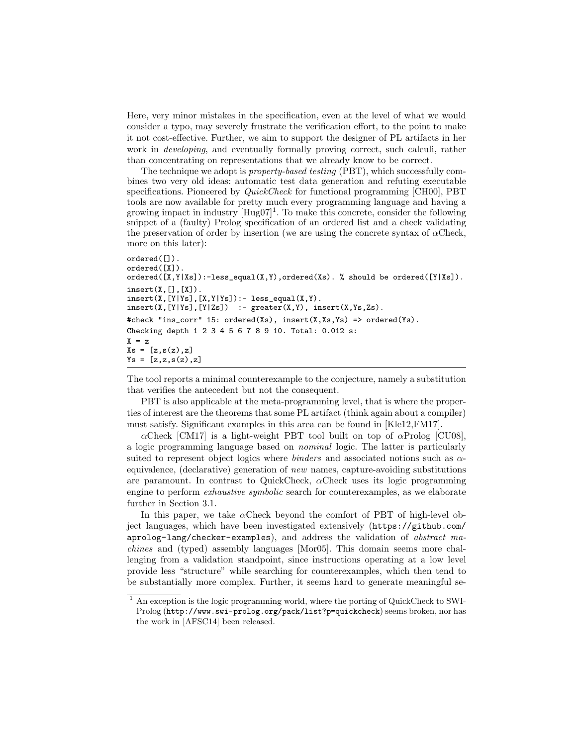Here, very minor mistakes in the specification, even at the level of what we would consider a typo, may severely frustrate the verification effort, to the point to make it not cost-effective. Further, we aim to support the designer of PL artifacts in her work in *developing*, and eventually formally proving correct, such calculi, rather than concentrating on representations that we already know to be correct.

The technique we adopt is *property-based testing* (PBT), which successfully combines two very old ideas: automatic test data generation and refuting executable specifications. Pioneered by *QuickCheck* for functional programming [CH00], PBT tools are now available for pretty much every programming language and having a growing impact in industry [Hug07][1]. To make this concrete, consider the following snippet of a (faulty) Prolog specification of an ordered list and a check validating the preservation of order by insertion (we are using the concrete syntax of αCheck, more on this later):

```
ordered([]).
ordered([X]).
ordered([X,Y|Xs]):-less_equal(X,Y),ordered(Xs). % should be ordered([Y|Xs]).
insert(X,[],[X]).
insert(X,[Y|Ys],[X,Y|Ys]):- less_equal(X,Y).
insert(X,[Y|Ys],[Y|Zs])  :- greater(X,Y), insert(X,Ys,Zs).
#check "ins_corr" 15: ordered(Xs), insert(X,Xs,Ys) => ordered(Ys).
Checking depth 1 2 3 4 5 6 7 8 9 10. Total: 0.012 s:
X = z
Xs = [z,s(z),z]
Ys = [z,z,s(z),z]
```

The tool reports a minimal counterexample to the conjecture, namely a substitution that verifies the antecedent but not the consequent.

PBT is also applicable at the meta-programming level, that is where the properties of interest are the theorems that some PL artifact (think again about a compiler) must satisfy. Significant examples in this area can be found in [Kle12,FM17].

αCheck [CM17] is a light-weight PBT tool built on top of αProlog [CU08], a logic programming language based on *nominal* logic. The latter is particularly suited to represent object logics where *binders* and associated notions such as α-equivalence, (declarative) generation of *new* names, capture-avoiding substitutions are paramount. In contrast to QuickCheck, αCheck uses its logic programming engine to perform *exhaustive symbolic* search for counterexamples, as we elaborate further in Section 3.1.

In this paper, we take αCheck beyond the comfort of PBT of high-level object languages, which have been investigated extensively (https://github.com/aprolog-lang/checker-examples), and address the validation of *abstract machines* and (typed) assembly languages [Mor05]. This domain seems more challenging from a validation standpoint, since instructions operating at a low level provide less "structure" while searching for counterexamples, which then tend to be substantially more complex. Further, it seems hard to generate meaningful se-

[1] An exception is the logic programming world, where the porting of QuickCheck to SWI-Prolog (http://www.swi-prolog.org/pack/list?p=quickcheck) seems broken, nor has the work in [AFSC14] been released.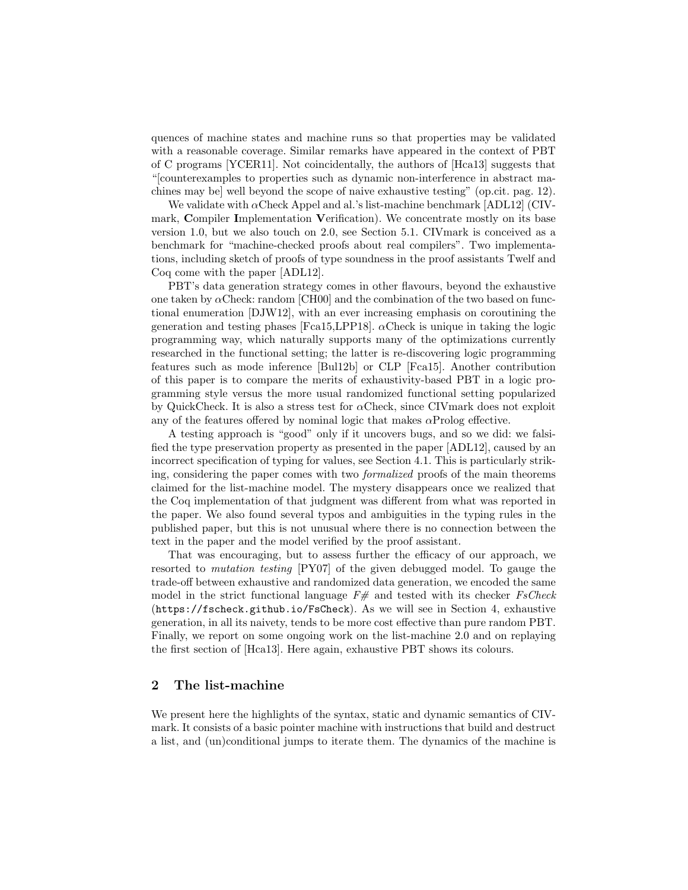quences of machine states and machine runs so that properties may be validated with a reasonable coverage. Similar remarks have appeared in the context of PBT of C programs [YCER11]. Not coincidentally, the authors of [Hca13] suggests that "[counterexamples to properties such as dynamic non-interference in abstract machines may be] well beyond the scope of naive exhaustive testing" (op.cit. pag. 12).

We validate with $\alpha$Check Appel and al.'s list-machine benchmark [ADL12] (CIVmark, **C**ompiler **I**mplementation **V**erification). We concentrate mostly on its base version 1.0, but we also touch on 2.0, see Section 5.1. CIVmark is conceived as a benchmark for "machine-checked proofs about real compilers". Two implementations, including sketch of proofs of type soundness in the proof assistants Twelf and Coq come with the paper [ADL12].

PBT's data generation strategy comes in other flavours, beyond the exhaustive one taken by $\alpha$Check: random [CH00] and the combination of the two based on functional enumeration [DJW12], with an ever increasing emphasis on coroutining the generation and testing phases [Fca15,LPP18]. $\alpha$Check is unique in taking the logic programming way, which naturally supports many of the optimizations currently researched in the functional setting; the latter is re-discovering logic programming features such as mode inference [Bul12b] or CLP [Fca15]. Another contribution of this paper is to compare the merits of exhaustivity-based PBT in a logic programming style versus the more usual randomized functional setting popularized by QuickCheck. It is also a stress test for $\alpha$Check, since CIVmark does not exploit any of the features offered by nominal logic that makes $\alpha$Prolog effective.

A testing approach is "good" only if it uncovers bugs, and so we did: we falsified the type preservation property as presented in the paper [ADL12], caused by an incorrect specification of typing for values, see Section 4.1. This is particularly striking, considering the paper comes with two *formalized* proofs of the main theorems claimed for the list-machine model. The mystery disappears once we realized that the Coq implementation of that judgment was different from what was reported in the paper. We also found several typos and ambiguities in the typing rules in the published paper, but this is not unusual where there is no connection between the text in the paper and the model verified by the proof assistant.

That was encouraging, but to assess further the efficacy of our approach, we resorted to *mutation testing* [PY07] of the given debugged model. To gauge the trade-off between exhaustive and randomized data generation, we encoded the same model in the strict functional language *F#* and tested with its checker *FsCheck* (`https://fscheck.github.io/FsCheck`). As we will see in Section 4, exhaustive generation, in all its naivety, tends to be more cost effective than pure random PBT. Finally, we report on some ongoing work on the list-machine 2.0 and on replaying the first section of [Hca13]. Here again, exhaustive PBT shows its colours.

## 2 The list-machine

We present here the highlights of the syntax, static and dynamic semantics of CIVmark. It consists of a basic pointer machine with instructions that build and destruct a list, and (un)conditional jumps to iterate them. The dynamics of the machine is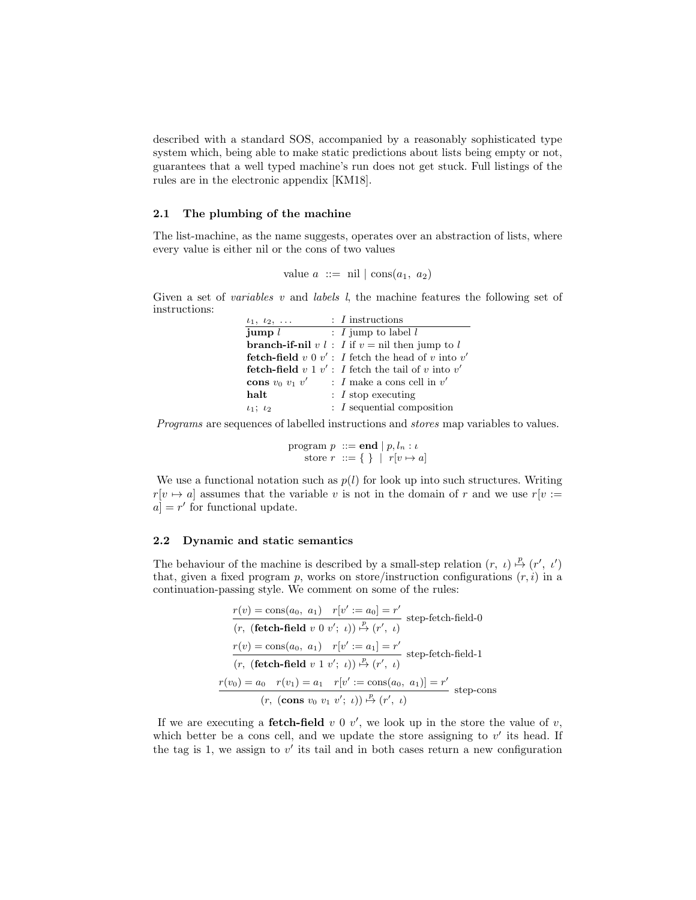described with a standard SOS, accompanied by a reasonably sophisticated type system which, being able to make static predictions about lists being empty or not, guarantees that a well typed machine's run does not get stuck. Full listings of the rules are in the electronic appendix [KM18].

### 2.1 The plumbing of the machine

The list-machine, as the name suggests, operates over an abstraction of lists, where every value is either nil or the cons of two values

$$\text{value } a \ ::= \ \text{nil} \mid \text{cons}(a_1,\ a_2)$$

Given a set of *variables* $v$ and *labels* $l$, the machine features the following set of instructions:

| $\iota_1,\ \iota_2,\ \ldots$ | : $I$ instructions |
|---|---|
| **jump** $l$ | : $I$ jump to label $l$ |
| **branch-if-nil** $v\ l$ | : $I$ if $v = \text{nil}$ then jump to $l$ |
| **fetch-field** $v\ 0\ v'$ | : $I$ fetch the head of $v$ into $v'$ |
| **fetch-field** $v\ 1\ v'$ | : $I$ fetch the tail of $v$ into $v'$ |
| **cons** $v_0\ v_1\ v'$ | : $I$ make a cons cell in $v'$ |
| **halt** | : $I$ stop executing |
| $\iota_1;\ \iota_2$ | : $I$ sequential composition |

*Programs* are sequences of labelled instructions and *stores* map variables to values.

$$\begin{aligned} \text{program } p \ &::= \textbf{end} \mid p, l_n : \iota \\ \text{store } r \ &::= \{\ \} \ \mid \ r[v \mapsto a] \end{aligned}$$

We use a functional notation such as $p(l)$ for look up into such structures. Writing $r[v \mapsto a]$ assumes that the variable $v$ is not in the domain of $r$ and we use $r[v := a] = r'$ for functional update.

### 2.2 Dynamic and static semantics

The behaviour of the machine is described by a small-step relation $(r,\ \iota) \overset{p}{\mapsto} (r',\ \iota')$ that, given a fixed program $p$, works on store/instruction configurations $(r, i)$ in a continuation-passing style. We comment on some of the rules:

$$\frac{r(v) = \text{cons}(a_0,\ a_1) \quad r[v' := a_0] = r'}{(r,\ (\textbf{fetch-field}\ v\ 0\ v';\ \iota)) \overset{p}{\mapsto} (r',\ \iota)} \text{ step-fetch-field-0}$$

$$\frac{r(v) = \text{cons}(a_0,\ a_1) \quad r[v' := a_1] = r'}{(r,\ (\textbf{fetch-field}\ v\ 1\ v';\ \iota)) \overset{p}{\mapsto} (r',\ \iota)} \text{ step-fetch-field-1}$$

$$\frac{r(v_0) = a_0 \quad r(v_1) = a_1 \quad r[v' := \text{cons}(a_0,\ a_1)] = r'}{(r,\ (\textbf{cons}\ v_0\ v_1\ v';\ \iota)) \overset{p}{\mapsto} (r',\ \iota)} \text{ step-cons}$$

If we are executing a **fetch-field** $v\ 0\ v'$, we look up in the store the value of $v$, which better be a cons cell, and we update the store assigning to $v'$ its head. If the tag is 1, we assign to $v'$ its tail and in both cases return a new configuration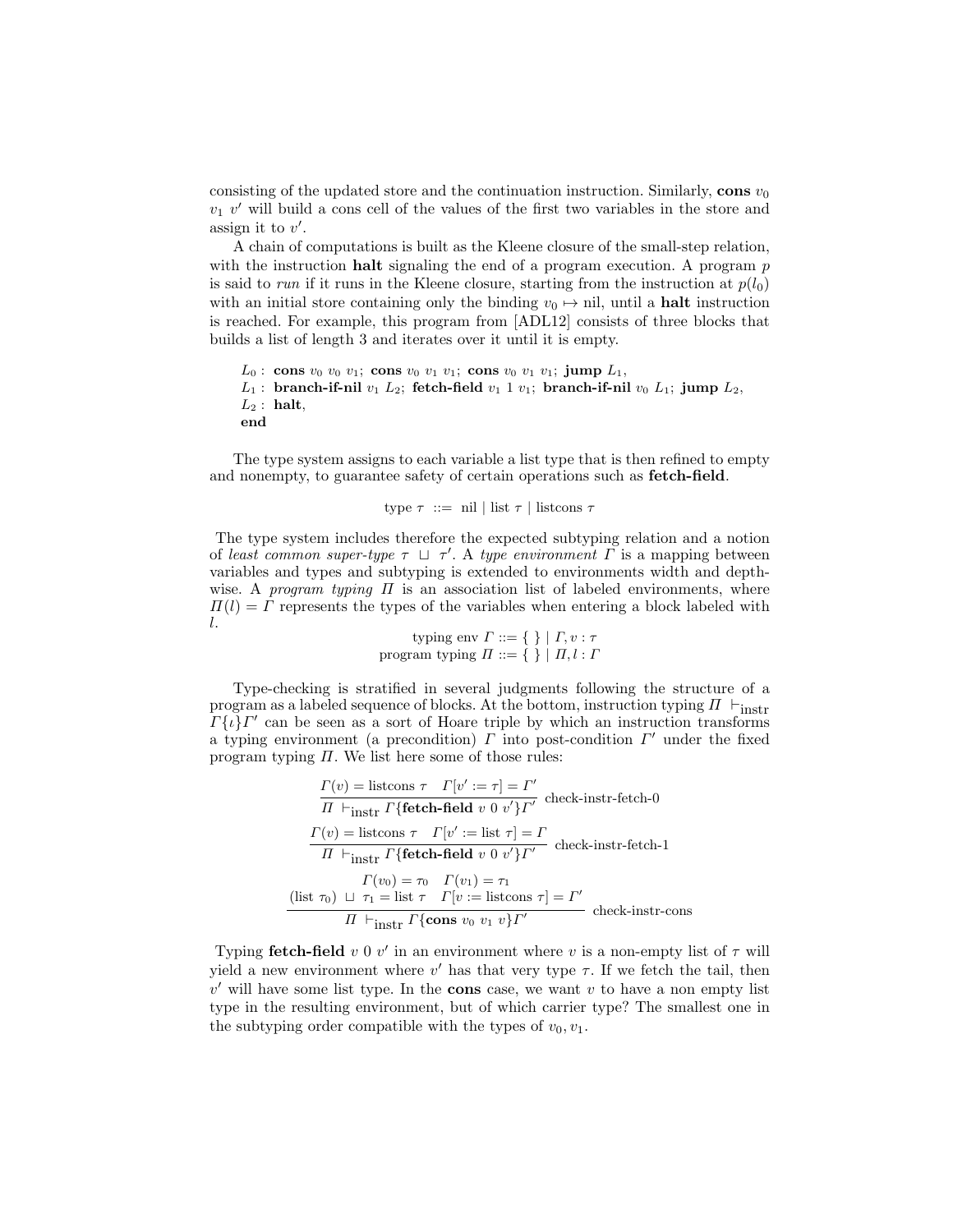consisting of the updated store and the continuation instruction. Similarly, **cons** $v_0$ $v_1$ $v'$ will build a cons cell of the values of the first two variables in the store and assign it to $v'$.

A chain of computations is built as the Kleene closure of the small-step relation, with the instruction **halt** signaling the end of a program execution. A program $p$ is said to *run* if it runs in the Kleene closure, starting from the instruction at $p(l_0)$ with an initial store containing only the binding $v_0 \mapsto \text{nil}$, until a **halt** instruction is reached. For example, this program from [ADL12] consists of three blocks that builds a list of length 3 and iterates over it until it is empty.

$L_0$ : **cons** $v_0$ $v_0$ $v_1$; **cons** $v_0$ $v_1$ $v_1$; **cons** $v_0$ $v_1$ $v_1$; **jump** $L_1$,
$L_1$ : **branch-if-nil** $v_1$ $L_2$; **fetch-field** $v_1$ 1 $v_1$; **branch-if-nil** $v_0$ $L_1$; **jump** $L_2$,
$L_2$ : **halt**,
**end**

The type system assigns to each variable a list type that is then refined to empty and nonempty, to guarantee safety of certain operations such as **fetch-field**.

$$\text{type } \tau \ ::= \ \text{nil} \mid \text{list } \tau \mid \text{listcons } \tau$$

The type system includes therefore the expected subtyping relation and a notion of *least common super-type* $\tau \sqcup \tau'$. A *type environment* $\Gamma$ is a mapping between variables and types and subtyping is extended to environments width and depth-wise. A *program typing* $\Pi$ is an association list of labeled environments, where $\Pi(l) = \Gamma$ represents the types of the variables when entering a block labeled with $l$.

$$\text{typing env } \Gamma ::= \{\ \} \mid \Gamma, v : \tau$$
$$\text{program typing } \Pi ::= \{\ \} \mid \Pi, l : \Gamma$$

Type-checking is stratified in several judgments following the structure of a program as a labeled sequence of blocks. At the bottom, instruction typing $\Pi \vdash_{\text{instr}} \Gamma\{\iota\}\Gamma'$ can be seen as a sort of Hoare triple by which an instruction transforms a typing environment (a precondition) $\Gamma$ into post-condition $\Gamma'$ under the fixed program typing $\Pi$. We list here some of those rules:

$$\frac{\Gamma(v) = \text{listcons } \tau \quad \Gamma[v' := \tau] = \Gamma'}{\Pi \vdash_{\text{instr}} \Gamma\{\textbf{fetch-field } v\ 0\ v'\}\Gamma'} \text{ check-instr-fetch-0}$$

$$\frac{\Gamma(v) = \text{listcons } \tau \quad \Gamma[v' := \text{list } \tau] = \Gamma}{\Pi \vdash_{\text{instr}} \Gamma\{\textbf{fetch-field } v\ 0\ v'\}\Gamma'} \text{ check-instr-fetch-1}$$

$$\frac{\begin{array}{c}\Gamma(v_0) = \tau_0 \quad \Gamma(v_1) = \tau_1 \\ (\text{list } \tau_0) \sqcup \tau_1 = \text{list } \tau \quad \Gamma[v := \text{listcons } \tau] = \Gamma'\end{array}}{\Pi \vdash_{\text{instr}} \Gamma\{\textbf{cons } v_0\ v_1\ v\}\Gamma'} \text{ check-instr-cons}$$

Typing **fetch-field** $v$ 0 $v'$ in an environment where $v$ is a non-empty list of $\tau$ will yield a new environment where $v'$ has that very type $\tau$. If we fetch the tail, then $v'$ will have some list type. In the **cons** case, we want $v$ to have a non empty list type in the resulting environment, but of which carrier type? The smallest one in the subtyping order compatible with the types of $v_0, v_1$.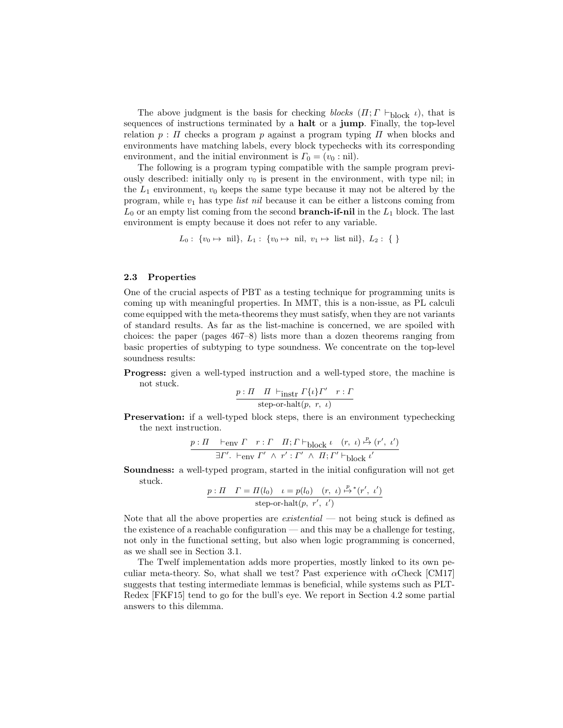The above judgment is the basis for checking *blocks* ($\Pi; \Gamma \vdash_{\text{block}} \iota$), that is sequences of instructions terminated by a **halt** or a **jump**. Finally, the top-level relation $p : \Pi$ checks a program $p$ against a program typing $\Pi$ when blocks and environments have matching labels, every block typechecks with its corresponding environment, and the initial environment is $\Gamma_0 = (v_0 : \text{nil})$.

The following is a program typing compatible with the sample program previously described: initially only $v_0$ is present in the environment, with type nil; in the $L_1$ environment, $v_0$ keeps the same type because it may not be altered by the program, while $v_1$ has type *list nil* because it can be either a listcons coming from $L_0$ or an empty list coming from the second **branch-if-nil** in the $L_1$ block. The last environment is empty because it does not refer to any variable.

$$L_0 : \ \{v_0 \mapsto \ \text{nil}\}, \ L_1 : \ \{v_0 \mapsto \ \text{nil}, \ v_1 \mapsto \ \text{list nil}\}, \ L_2 : \ \{ \ \}$$

### 2.3 Properties

One of the crucial aspects of PBT as a testing technique for programming units is coming up with meaningful properties. In MMT, this is a non-issue, as PL calculi come equipped with the meta-theorems they must satisfy, when they are not variants of standard results. As far as the list-machine is concerned, we are spoiled with choices: the paper (pages 467–8) lists more than a dozen theorems ranging from basic properties of subtyping to type soundness. We concentrate on the top-level soundness results:

**Progress:** given a well-typed instruction and a well-typed store, the machine is not stuck.

$$\frac{p : \Pi \quad \Pi \vdash_{\text{instr}} \Gamma\{\iota\}\Gamma' \quad r : \Gamma}{\text{step-or-halt}(p, \ r, \ \iota)}$$

**Preservation:** if a well-typed block steps, there is an environment typechecking the next instruction.

$$\frac{p : \Pi \quad \vdash_{\text{env}} \Gamma \quad r : \Gamma \quad \Pi; \Gamma \vdash_{\text{block}} \iota \quad (r, \ \iota) \overset{p}{\mapsto} (r', \ \iota')}{\exists \Gamma'. \ \vdash_{\text{env}} \Gamma' \ \wedge \ r' : \Gamma' \ \wedge \ \Pi; \Gamma' \vdash_{\text{block}} \iota'}$$

**Soundness:** a well-typed program, started in the initial configuration will not get stuck.

$$\frac{p : \Pi \quad \Gamma = \Pi(l_0) \quad \iota = p(l_0) \quad (r, \ \iota) \overset{p}{\mapsto}{}^{*} (r', \ \iota')}{\text{step-or-halt}(p, \ r', \ \iota')}$$

Note that all the above properties are *existential* — not being stuck is defined as the existence of a reachable configuration — and this may be a challenge for testing, not only in the functional setting, but also when logic programming is concerned, as we shall see in Section 3.1.

The Twelf implementation adds more properties, mostly linked to its own peculiar meta-theory. So, what shall we test? Past experience with $\alpha$Check [CM17] suggests that testing intermediate lemmas is beneficial, while systems such as PLT-Redex [FKF15] tend to go for the bull's eye. We report in Section 4.2 some partial answers to this dilemma.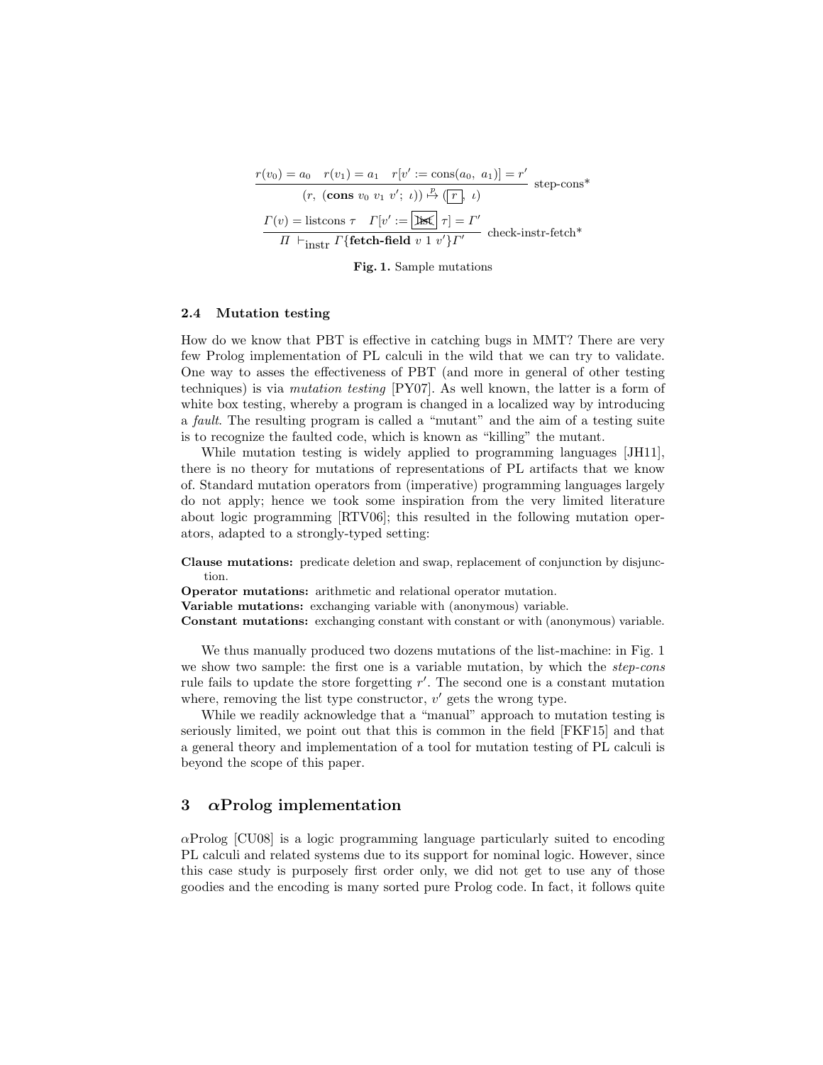$$\frac{r(v_0) = a_0 \quad r(v_1) = a_1 \quad r[v' := \text{cons}(a_0,\ a_1)] = r'}{(r,\ (\textbf{cons}\ v_0\ v_1\ v';\ \iota)) \overset{p}{\mapsto} (\boxed{r},\ \iota)} \text{ step-cons*}$$

$$\frac{\Gamma(v) = \text{listcons}\ \tau \quad \Gamma[v' := \boxed{\cancel{\text{list}}}\ \tau] = \Gamma'}{\Pi \vdash_{\text{instr}} \Gamma\{\textbf{fetch-field}\ v\ 1\ v'\}\Gamma'} \text{ check-instr-fetch*}$$

**Fig. 1.** Sample mutations

### 2.4 Mutation testing

How do we know that PBT is effective in catching bugs in MMT? There are very few Prolog implementation of PL calculi in the wild that we can try to validate. One way to asses the effectiveness of PBT (and more in general of other testing techniques) is via *mutation testing* [PY07]. As well known, the latter is a form of white box testing, whereby a program is changed in a localized way by introducing a *fault*. The resulting program is called a "mutant" and the aim of a testing suite is to recognize the faulted code, which is known as "killing" the mutant.

While mutation testing is widely applied to programming languages [JH11], there is no theory for mutations of representations of PL artifacts that we know of. Standard mutation operators from (imperative) programming languages largely do not apply; hence we took some inspiration from the very limited literature about logic programming [RTV06]; this resulted in the following mutation operators, adapted to a strongly-typed setting:

**Clause mutations:** predicate deletion and swap, replacement of conjunction by disjunction.

**Operator mutations:** arithmetic and relational operator mutation.

**Variable mutations:** exchanging variable with (anonymous) variable.

**Constant mutations:** exchanging constant with constant or with (anonymous) variable.

We thus manually produced two dozens mutations of the list-machine: in Fig. 1 we show two sample: the first one is a variable mutation, by which the *step-cons* rule fails to update the store forgetting $r'$. The second one is a constant mutation where, removing the list type constructor, $v'$ gets the wrong type.

While we readily acknowledge that a "manual" approach to mutation testing is seriously limited, we point out that this is common in the field [FKF15] and that a general theory and implementation of a tool for mutation testing of PL calculi is beyond the scope of this paper.

## 3 αProlog implementation

αProlog [CU08] is a logic programming language particularly suited to encoding PL calculi and related systems due to its support for nominal logic. However, since this case study is purposely first order only, we did not get to use any of those goodies and the encoding is many sorted pure Prolog code. In fact, it follows quite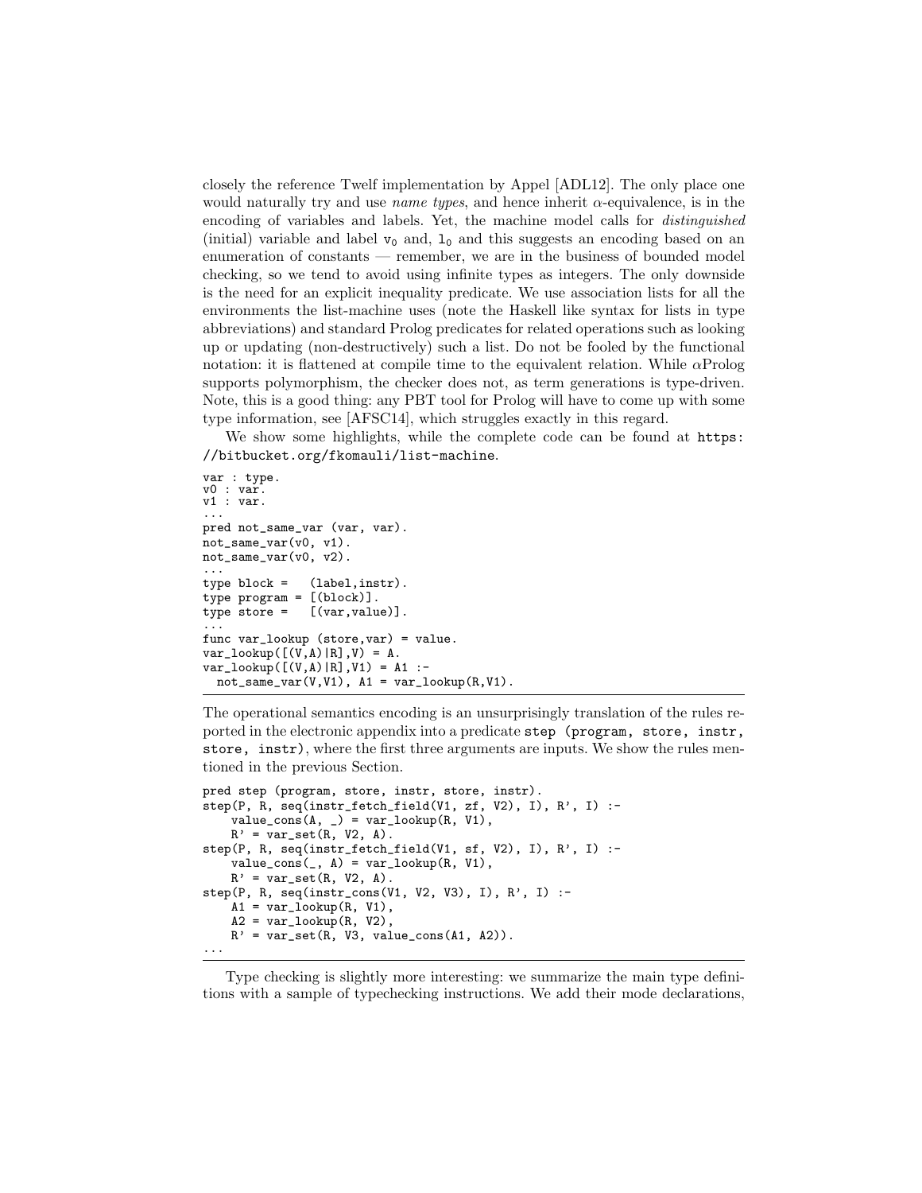closely the reference Twelf implementation by Appel [ADL12]. The only place one would naturally try and use *name types*, and hence inherit $\alpha$-equivalence, is in the encoding of variables and labels. Yet, the machine model calls for *distinguished* (initial) variable and label $v_0$ and, $l_0$ and this suggests an encoding based on an enumeration of constants — remember, we are in the business of bounded model checking, so we tend to avoid using infinite types as integers. The only downside is the need for an explicit inequality predicate. We use association lists for all the environments the list-machine uses (note the Haskell like syntax for lists in type abbreviations) and standard Prolog predicates for related operations such as looking up or updating (non-destructively) such a list. Do not be fooled by the functional notation: it is flattened at compile time to the equivalent relation. While $\alpha$Prolog supports polymorphism, the checker does not, as term generations is type-driven. Note, this is a good thing: any PBT tool for Prolog will have to come up with some type information, see [AFSC14], which struggles exactly in this regard.

We show some highlights, while the complete code can be found at `https://bitbucket.org/fkomauli/list-machine`.

```
var : type.
v0 : var.
v1 : var.
...
pred not_same_var (var, var).
not_same_var(v0, v1).
not_same_var(v0, v2).
...
type block =   (label,instr).
type program = [(block)].
type store =   [(var,value)].
...
func var_lookup (store,var) = value.
var_lookup([(V,A)|R],V) = A.
var_lookup([(V,A)|R],V1) = A1 :-
  not_same_var(V,V1), A1 = var_lookup(R,V1).
```

The operational semantics encoding is an unsurprisingly translation of the rules reported in the electronic appendix into a predicate `step (program, store, instr, store, instr)`, where the first three arguments are inputs. We show the rules mentioned in the previous Section.

```
pred step (program, store, instr, store, instr).
step(P, R, seq(instr_fetch_field(V1, zf, V2), I), R', I) :-
    value_cons(A, _) = var_lookup(R, V1),
    R' = var_set(R, V2, A).
step(P, R, seq(instr_fetch_field(V1, sf, V2), I), R', I) :-
    value_cons(_, A) = var_lookup(R, V1),
    R' = var_set(R, V2, A).
step(P, R, seq(instr_cons(V1, V2, V3), I), R', I) :-
    A1 = var_lookup(R, V1),
    A2 = var_lookup(R, V2),
    R' = var_set(R, V3, value_cons(A1, A2)).
...
```

Type checking is slightly more interesting: we summarize the main type definitions with a sample of typechecking instructions. We add their mode declarations,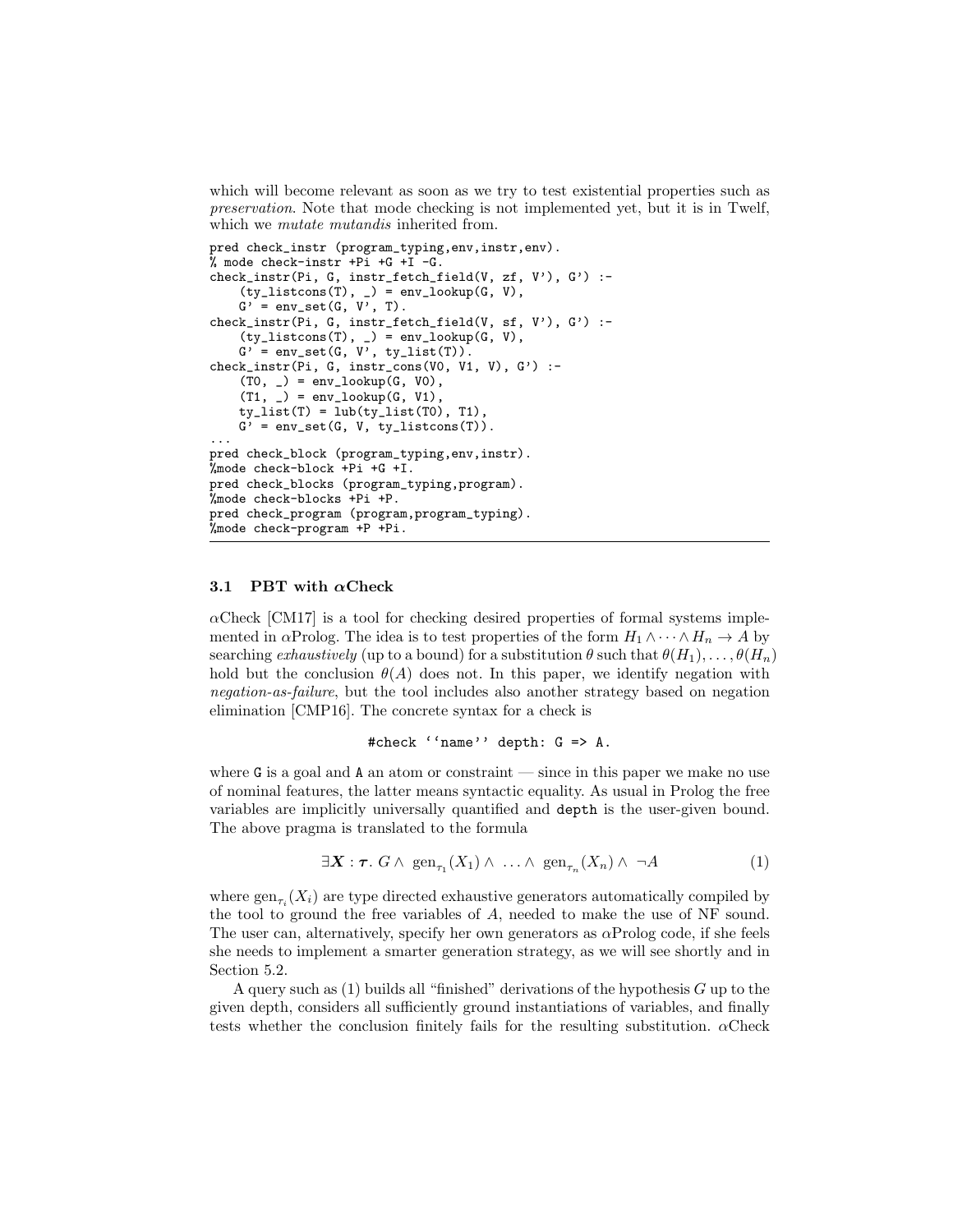which will become relevant as soon as we try to test existential properties such as *preservation*. Note that mode checking is not implemented yet, but it is in Twelf, which we *mutate mutandis* inherited from.

```
pred check_instr (program_typing,env,instr,env).
% mode check-instr +Pi +G +I -G.
check_instr(Pi, G, instr_fetch_field(V, zf, V'), G') :-
    (ty_listcons(T), _) = env_lookup(G, V),
    G' = env_set(G, V', T).
check_instr(Pi, G, instr_fetch_field(V, sf, V'), G') :-
    (ty_listcons(T), _) = env_lookup(G, V),
    G' = env_set(G, V', ty_list(T)).
check_instr(Pi, G, instr_cons(V0, V1, V), G') :-
    (T0, _) = env_lookup(G, V0),
    (T1, _) = env_lookup(G, V1),
    ty_list(T) = lub(ty_list(T0), T1),
    G' = env_set(G, V, ty_listcons(T)).
...
pred check_block (program_typing,env,instr).
%mode check-block +Pi +G +I.
pred check_blocks (program_typing,program).
%mode check-blocks +Pi +P.
pred check_program (program,program_typing).
%mode check-program +P +Pi.
```

### 3.1 PBT with αCheck

αCheck [CM17] is a tool for checking desired properties of formal systems implemented in αProlog. The idea is to test properties of the form $H_1 \wedge \cdots \wedge H_n \rightarrow A$ by searching *exhaustively* (up to a bound) for a substitution $\theta$ such that $\theta(H_1), \ldots, \theta(H_n)$ hold but the conclusion $\theta(A)$ does not. In this paper, we identify negation with *negation-as-failure*, but the tool includes also another strategy based on negation elimination [CMP16]. The concrete syntax for a check is

```
#check ''name'' depth: G => A.
```

where `G` is a goal and `A` an atom or constraint — since in this paper we make no use of nominal features, the latter means syntactic equality. As usual in Prolog the free variables are implicitly universally quantified and `depth` is the user-given bound. The above pragma is translated to the formula

$$\exists \boldsymbol{X} : \boldsymbol{\tau}.\ G \wedge\ \mathrm{gen}_{\tau_1}(X_1) \wedge\ \ldots \wedge\ \mathrm{gen}_{\tau_n}(X_n) \wedge\ \neg A \tag{1}$$

where $\mathrm{gen}_{\tau_i}(X_i)$ are type directed exhaustive generators automatically compiled by the tool to ground the free variables of $A$, needed to make the use of NF sound. The user can, alternatively, specify her own generators as αProlog code, if she feels she needs to implement a smarter generation strategy, as we will see shortly and in Section 5.2.

A query such as (1) builds all "finished" derivations of the hypothesis $G$ up to the given depth, considers all sufficiently ground instantiations of variables, and finally tests whether the conclusion finitely fails for the resulting substitution. αCheck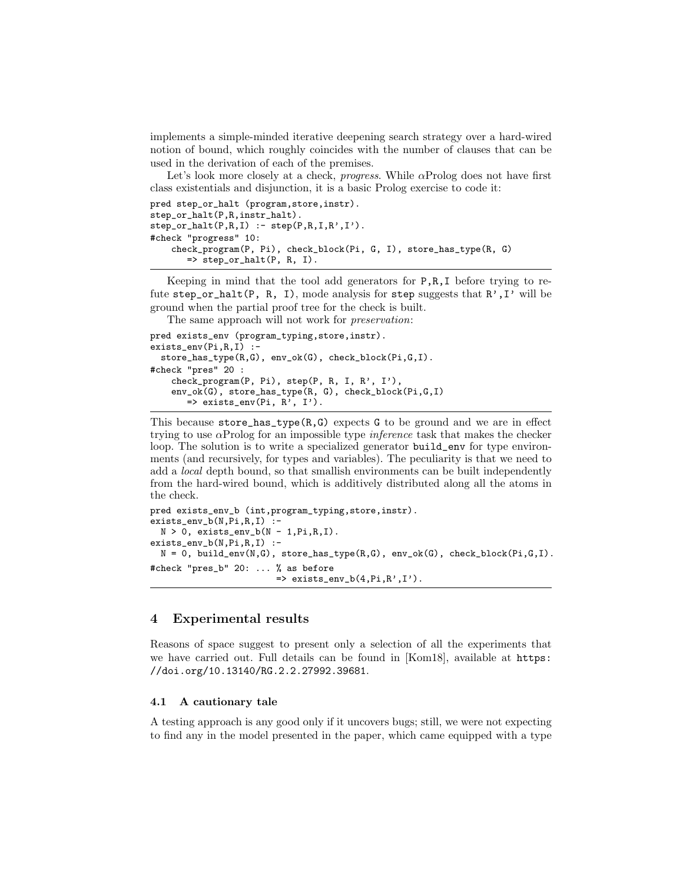implements a simple-minded iterative deepening search strategy over a hard-wired notion of bound, which roughly coincides with the number of clauses that can be used in the derivation of each of the premises.

Let's look more closely at a check, *progress*. While $\alpha$Prolog does not have first class existentials and disjunction, it is a basic Prolog exercise to code it:

```
pred step_or_halt (program,store,instr).
step_or_halt(P,R,instr_halt).
step_or_halt(P,R,I) :- step(P,R,I,R',I').
#check "progress" 10:
    check_program(P, Pi), check_block(Pi, G, I), store_has_type(R, G)
       => step_or_halt(P, R, I).
```

Keeping in mind that the tool add generators for P,R,I before trying to refute step_or_halt(P, R, I), mode analysis for step suggests that R',I' will be ground when the partial proof tree for the check is built.

The same approach will not work for *preservation*:

```
pred exists_env (program_typing,store,instr).
exists_env(Pi,R,I) :-
  store_has_type(R,G), env_ok(G), check_block(Pi,G,I).
#check "pres" 20 :
    check_program(P, Pi), step(P, R, I, R', I'),
    env_ok(G), store_has_type(R, G), check_block(Pi,G,I)
       => exists_env(Pi, R', I').
```

This because store_has_type(R,G) expects G to be ground and we are in effect trying to use $\alpha$Prolog for an impossible type *inference* task that makes the checker loop. The solution is to write a specialized generator build_env for type environments (and recursively, for types and variables). The peculiarity is that we need to add a *local* depth bound, so that smallish environments can be built independently from the hard-wired bound, which is additively distributed along all the atoms in the check.

```
pred exists_env_b (int,program_typing,store,instr).
exists_env_b(N,Pi,R,I) :-
  N > 0, exists_env_b(N - 1,Pi,R,I).
exists_env_b(N,Pi,R,I) :-
  N = 0, build_env(N,G), store_has_type(R,G), env_ok(G), check_block(Pi,G,I).
#check "pres_b" 20: ... % as before
                       => exists_env_b(4,Pi,R',I').
```

## 4 Experimental results

Reasons of space suggest to present only a selection of all the experiments that we have carried out. Full details can be found in [Kom18], available at https://doi.org/10.13140/RG.2.2.27992.39681.

### 4.1 A cautionary tale

A testing approach is any good only if it uncovers bugs; still, we were not expecting to find any in the model presented in the paper, which came equipped with a type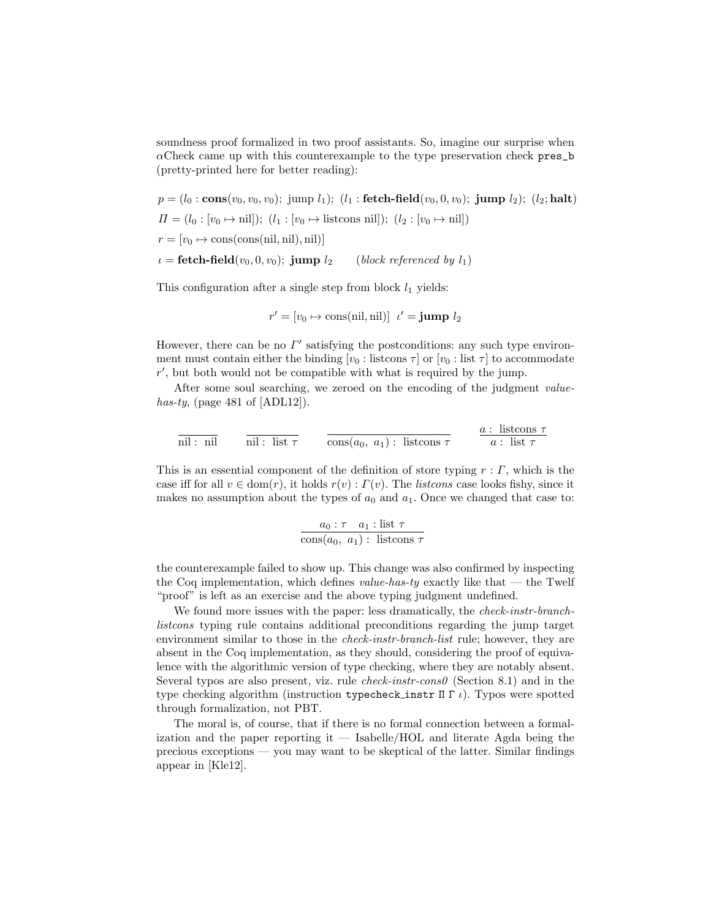soundness proof formalized in two proof assistants. So, imagine our surprise when αCheck came up with this counterexample to the type preservation check `pres_b` (pretty-printed here for better reading):

$$p = (l_0 : \textbf{cons}(v_0, v_0, v_0);\ \text{jump}\ l_1);\ (l_1 : \textbf{fetch-field}(v_0, 0, v_0);\ \textbf{jump}\ l_2);\ (l_2; \textbf{halt})$$

$$\Pi = (l_0 : [v_0 \mapsto \text{nil}]);\ (l_1 : [v_0 \mapsto \text{listcons nil}]);\ (l_2 : [v_0 \mapsto \text{nil}])$$

$$r = [v_0 \mapsto \text{cons}(\text{cons}(\text{nil}, \text{nil}), \text{nil})]$$

$$\iota = \textbf{fetch-field}(v_0, 0, v_0);\ \textbf{jump}\ l_2 \qquad (\textit{block referenced by}\ l_1)$$

This configuration after a single step from block $l_1$ yields:

$$r' = [v_0 \mapsto \text{cons}(\text{nil}, \text{nil})] \;\; \iota' = \textbf{jump}\ l_2$$

However, there can be no $\Gamma'$ satisfying the postconditions: any such type environment must contain either the binding $[v_0 : \text{listcons}\ \tau]$ or $[v_0 : \text{list}\ \tau]$ to accommodate $r'$, but both would not be compatible with what is required by the jump.

After some soul searching, we zeroed on the encoding of the judgment *value-has-ty*, (page 481 of [ADL12]).

$$\frac{}{\text{nil} : \text{nil}} \qquad \frac{}{\text{nil} : \text{list}\ \tau} \qquad \frac{}{\text{cons}(a_0,\ a_1) : \text{listcons}\ \tau} \qquad \frac{a : \text{listcons}\ \tau}{a : \text{list}\ \tau}$$

This is an essential component of the definition of store typing $r : \Gamma$, which is the case iff for all $v \in \text{dom}(r)$, it holds $r(v) : \Gamma(v)$. The *listcons* case looks fishy, since it makes no assumption about the types of $a_0$ and $a_1$. Once we changed that case to:

$$\frac{a_0 : \tau \quad a_1 : \text{list}\ \tau}{\text{cons}(a_0,\ a_1) : \text{listcons}\ \tau}$$

the counterexample failed to show up. This change was also confirmed by inspecting the Coq implementation, which defines *value-has-ty* exactly like that — the Twelf "proof" is left as an exercise and the above typing judgment undefined.

We found more issues with the paper: less dramatically, the *check-instr-branch-listcons* typing rule contains additional preconditions regarding the jump target environment similar to those in the *check-instr-branch-list* rule; however, they are absent in the Coq implementation, as they should, considering the proof of equivalence with the algorithmic version of type checking, where they are notably absent. Several typos are also present, viz. rule *check-instr-cons0* (Section 8.1) and in the type checking algorithm (instruction `typecheck_instr` $\Pi\ \Gamma\ \iota$). Typos were spotted through formalization, not PBT.

The moral is, of course, that if there is no formal connection between a formalization and the paper reporting it — Isabelle/HOL and literate Agda being the precious exceptions — you may want to be skeptical of the latter. Similar findings appear in [Kle12].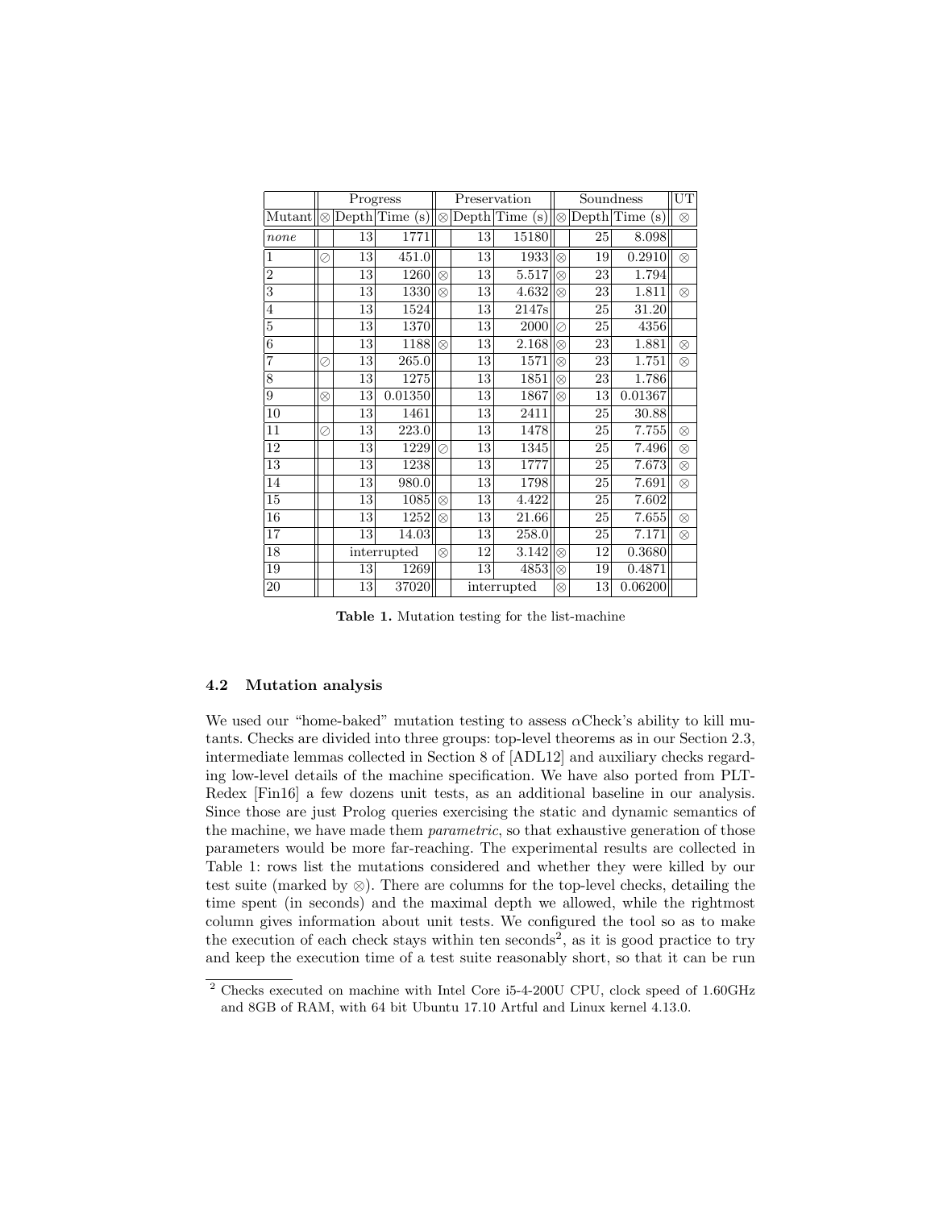| | Progress | | | Preservation | | | Soundness | | | UT |
|---|---|---|---|---|---|---|---|---|---|---|
| Mutant | ⊗ | Depth | Time (s) | ⊗ | Depth | Time (s) | ⊗ | Depth | Time (s) | ⊗ |
| *none* | | 13 | 1771 | | 13 | 15180 | | 25 | 8.098 | |
| 1 | ⊘ | 13 | 451.0 | | 13 | 1933 | ⊗ | 19 | 0.2910 | ⊗ |
| 2 | | 13 | 1260 | ⊗ | 13 | 5.517 | ⊗ | 23 | 1.794 | |
| 3 | | 13 | 1330 | ⊗ | 13 | 4.632 | ⊗ | 23 | 1.811 | ⊗ |
| 4 | | 13 | 1524 | | 13 | 2147s | | 25 | 31.20 | |
| 5 | | 13 | 1370 | | 13 | 2000 | ⊘ | 25 | 4356 | |
| 6 | | 13 | 1188 | ⊗ | 13 | 2.168 | ⊗ | 23 | 1.881 | ⊗ |
| 7 | ⊘ | 13 | 265.0 | | 13 | 1571 | ⊗ | 23 | 1.751 | ⊗ |
| 8 | | 13 | 1275 | | 13 | 1851 | ⊗ | 23 | 1.786 | |
| 9 | ⊗ | 13 | 0.01350 | | 13 | 1867 | ⊗ | 13 | 0.01367 | |
| 10 | | 13 | 1461 | | 13 | 2411 | | 25 | 30.88 | |
| 11 | ⊘ | 13 | 223.0 | | 13 | 1478 | | 25 | 7.755 | ⊗ |
| 12 | | 13 | 1229 | ⊘ | 13 | 1345 | | 25 | 7.496 | ⊗ |
| 13 | | 13 | 1238 | | 13 | 1777 | | 25 | 7.673 | ⊗ |
| 14 | | 13 | 980.0 | | 13 | 1798 | | 25 | 7.691 | ⊗ |
| 15 | | 13 | 1085 | ⊗ | 13 | 4.422 | | 25 | 7.602 | |
| 16 | | 13 | 1252 | ⊗ | 13 | 21.66 | | 25 | 7.655 | ⊗ |
| 17 | | 13 | 14.03 | | 13 | 258.0 | | 25 | 7.171 | ⊗ |
| 18 | | interrupted | | ⊗ | 12 | 3.142 | ⊗ | 12 | 0.3680 | |
| 19 | | 13 | 1269 | | 13 | 4853 | ⊗ | 19 | 0.4871 | |
| 20 | | 13 | 37020 | | interrupted | | ⊗ | 13 | 0.06200 | |

**Table 1.** Mutation testing for the list-machine

### 4.2 Mutation analysis

We used our "home-baked" mutation testing to assess $\alpha$Check's ability to kill mutants. Checks are divided into three groups: top-level theorems as in our Section 2.3, intermediate lemmas collected in Section 8 of [ADL12] and auxiliary checks regarding low-level details of the machine specification. We have also ported from PLT-Redex [Fin16] a few dozens unit tests, as an additional baseline in our analysis. Since those are just Prolog queries exercising the static and dynamic semantics of the machine, we have made them *parametric*, so that exhaustive generation of those parameters would be more far-reaching. The experimental results are collected in Table 1: rows list the mutations considered and whether they were killed by our test suite (marked by ⊗). There are columns for the top-level checks, detailing the time spent (in seconds) and the maximal depth we allowed, while the rightmost column gives information about unit tests. We configured the tool so as to make the execution of each check stays within ten seconds[2], as it is good practice to try and keep the execution time of a test suite reasonably short, so that it can be run

[2] Checks executed on machine with Intel Core i5-4-200U CPU, clock speed of 1.60GHz and 8GB of RAM, with 64 bit Ubuntu 17.10 Artful and Linux kernel 4.13.0.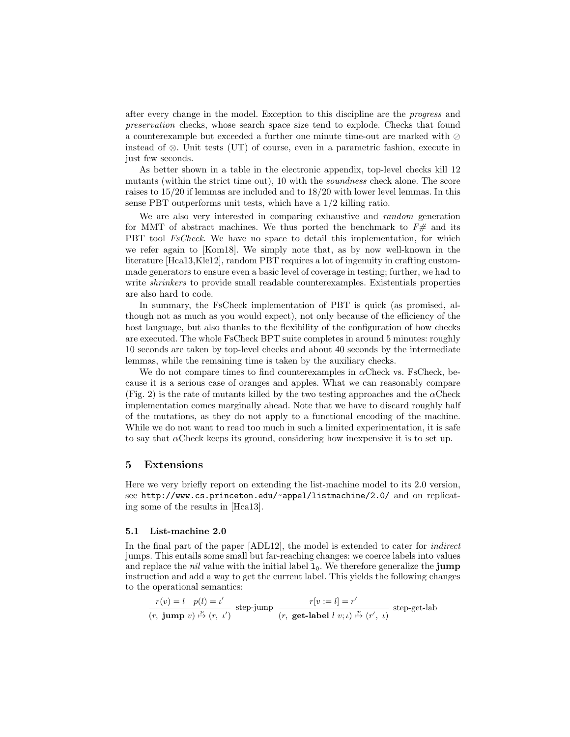after every change in the model. Exception to this discipline are the *progress* and *preservation* checks, whose search space size tend to explode. Checks that found a counterexample but exceeded a further one minute time-out are marked with ⊘ instead of ⊗. Unit tests (UT) of course, even in a parametric fashion, execute in just few seconds.

As better shown in a table in the electronic appendix, top-level checks kill 12 mutants (within the strict time out), 10 with the *soundness* check alone. The score raises to 15/20 if lemmas are included and to 18/20 with lower level lemmas. In this sense PBT outperforms unit tests, which have a 1/2 killing ratio.

We are also very interested in comparing exhaustive and *random* generation for MMT of abstract machines. We thus ported the benchmark to *F#* and its PBT tool *FsCheck*. We have no space to detail this implementation, for which we refer again to [Kom18]. We simply note that, as by now well-known in the literature [Hca13,Kle12], random PBT requires a lot of ingenuity in crafting custom-made generators to ensure even a basic level of coverage in testing; further, we had to write *shrinkers* to provide small readable counterexamples. Existentials properties are also hard to code.

In summary, the FsCheck implementation of PBT is quick (as promised, although not as much as you would expect), not only because of the efficiency of the host language, but also thanks to the flexibility of the configuration of how checks are executed. The whole FsCheck BPT suite completes in around 5 minutes: roughly 10 seconds are taken by top-level checks and about 40 seconds by the intermediate lemmas, while the remaining time is taken by the auxiliary checks.

We do not compare times to find counterexamples in $\alpha$Check vs. FsCheck, because it is a serious case of oranges and apples. What we can reasonably compare (Fig. 2) is the rate of mutants killed by the two testing approaches and the $\alpha$Check implementation comes marginally ahead. Note that we have to discard roughly half of the mutations, as they do not apply to a functional encoding of the machine. While we do not want to read too much in such a limited experimentation, it is safe to say that $\alpha$Check keeps its ground, considering how inexpensive it is to set up.

## 5 Extensions

Here we very briefly report on extending the list-machine model to its 2.0 version, see http://www.cs.princeton.edu/~appel/listmachine/2.0/ and on replicating some of the results in [Hca13].

### 5.1 List-machine 2.0

In the final part of the paper [ADL12], the model is extended to cater for *indirect* jumps. This entails some small but far-reaching changes: we coerce labels into values and replace the *nil* value with the initial label $\mathtt{l_0}$. We therefore generalize the **jump** instruction and add a way to get the current label. This yields the following changes to the operational semantics:

$$\frac{r(v) = l \quad p(l) = \iota'}{(r,\ \textbf{jump}\ v) \overset{p}{\mapsto} (r,\ \iota')}\ \text{step-jump} \qquad \frac{r[v := l] = r'}{(r,\ \textbf{get-label}\ l\ v; \iota) \overset{p}{\mapsto} (r',\ \iota)}\ \text{step-get-lab}$$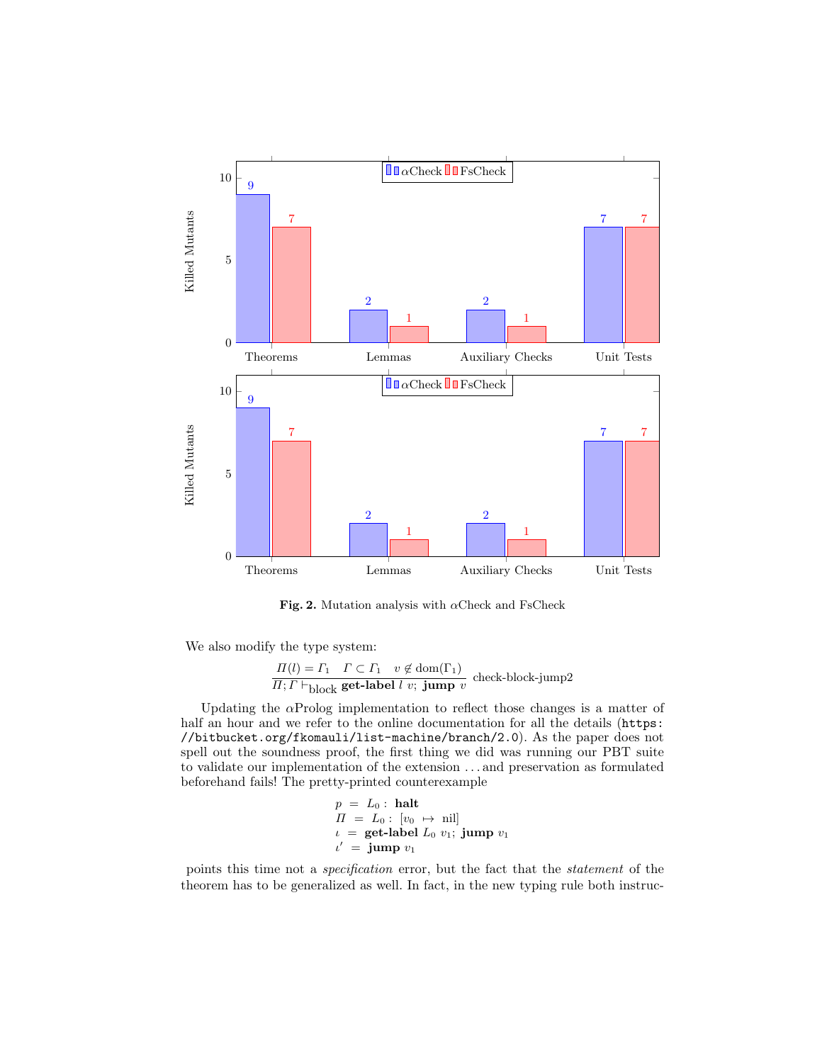| | αCheck | FsCheck |
|---|---|---|
| Theorems | 9 | 7 |
| Lemmas | 2 | 1 |
| Auxiliary Checks | 2 | 1 |
| Unit Tests | 7 | 7 |

| | αCheck | FsCheck |
|---|---|---|
| Theorems | 9 | 7 |
| Lemmas | 2 | 1 |
| Auxiliary Checks | 2 | 1 |
| Unit Tests | 7 | 7 |

**Fig. 2.** Mutation analysis with αCheck and FsCheck

We also modify the type system:

$$\frac{\Pi(l) = \Gamma_1 \quad \Gamma \subset \Gamma_1 \quad v \notin \mathrm{dom}(\Gamma_1)}{\Pi; \Gamma \vdash_{\text{block}} \textbf{get-label}\ l\ v;\ \textbf{jump}\ v}\ \text{check-block-jump2}$$

Updating the αProlog implementation to reflect those changes is a matter of half an hour and we refer to the online documentation for all the details (`https://bitbucket.org/fkomauli/list-machine/branch/2.0`). As the paper does not spell out the soundness proof, the first thing we did was running our PBT suite to validate our implementation of the extension ... and preservation as formulated beforehand fails! The pretty-printed counterexample

$$\begin{aligned} p &= L_0 :\ \textbf{halt} \\ \Pi &= L_0 :\ [v_0 \mapsto \text{nil}] \\ \iota &= \textbf{get-label}\ L_0\ v_1;\ \textbf{jump}\ v_1 \\ \iota' &= \textbf{jump}\ v_1 \end{aligned}$$

points this time not a *specification* error, but the fact that the *statement* of the theorem has to be generalized as well. In fact, in the new typing rule both instruc-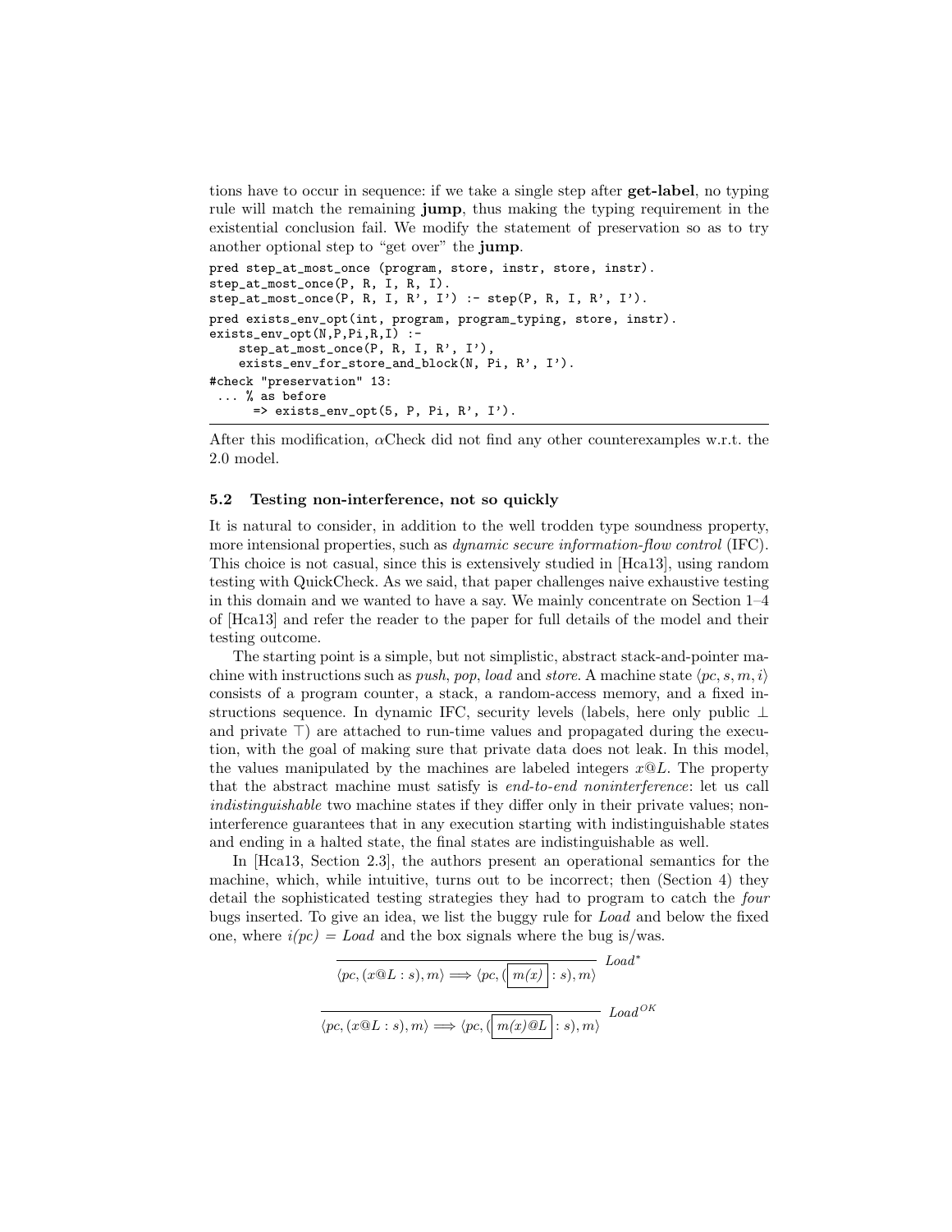tions have to occur in sequence: if we take a single step after **get-label**, no typing rule will match the remaining **jump**, thus making the typing requirement in the existential conclusion fail. We modify the statement of preservation so as to try another optional step to "get over" the **jump**.

```
pred step_at_most_once (program, store, instr, store, instr).
step_at_most_once(P, R, I, R, I).
step_at_most_once(P, R, I, R', I') :- step(P, R, I, R', I').
pred exists_env_opt(int, program, program_typing, store, instr).
exists_env_opt(N,P,Pi,R,I) :-
    step_at_most_once(P, R, I, R', I'),
    exists_env_for_store_and_block(N, Pi, R', I').
#check "preservation" 13:
 ... % as before
      => exists_env_opt(5, P, Pi, R', I').
```

After this modification, $\alpha$Check did not find any other counterexamples w.r.t. the 2.0 model.

### 5.2 Testing non-interference, not so quickly

It is natural to consider, in addition to the well trodden type soundness property, more intensional properties, such as *dynamic secure information-flow control* (IFC). This choice is not casual, since this is extensively studied in [Hca13], using random testing with QuickCheck. As we said, that paper challenges naive exhaustive testing in this domain and we wanted to have a say. We mainly concentrate on Section 1–4 of [Hca13] and refer the reader to the paper for full details of the model and their testing outcome.

The starting point is a simple, but not simplistic, abstract stack-and-pointer machine with instructions such as *push*, *pop*, *load* and *store*. A machine state $\langle pc, s, m, i\rangle$ consists of a program counter, a stack, a random-access memory, and a fixed instructions sequence. In dynamic IFC, security levels (labels, here only public $\bot$ and private $\top$) are attached to run-time values and propagated during the execution, with the goal of making sure that private data does not leak. In this model, the values manipulated by the machines are labeled integers $x@L$. The property that the abstract machine must satisfy is *end-to-end noninterference*: let us call *indistinguishable* two machine states if they differ only in their private values; noninterference guarantees that in any execution starting with indistinguishable states and ending in a halted state, the final states are indistinguishable as well.

In [Hca13, Section 2.3], the authors present an operational semantics for the machine, which, while intuitive, turns out to be incorrect; then (Section 4) they detail the sophisticated testing strategies they had to program to catch the *four* bugs inserted. To give an idea, we list the buggy rule for *Load* and below the fixed one, where $i(pc) = Load$ and the box signals where the bug is/was.

$$\frac{}{\langle pc, (x@L : s), m\rangle \Longrightarrow \langle pc, (\boxed{m(x)} : s), m\rangle}\ Load^{*}$$

$$\frac{}{\langle pc, (x@L : s), m\rangle \Longrightarrow \langle pc, (\boxed{m(x)@L} : s), m\rangle}\ Load^{OK}$$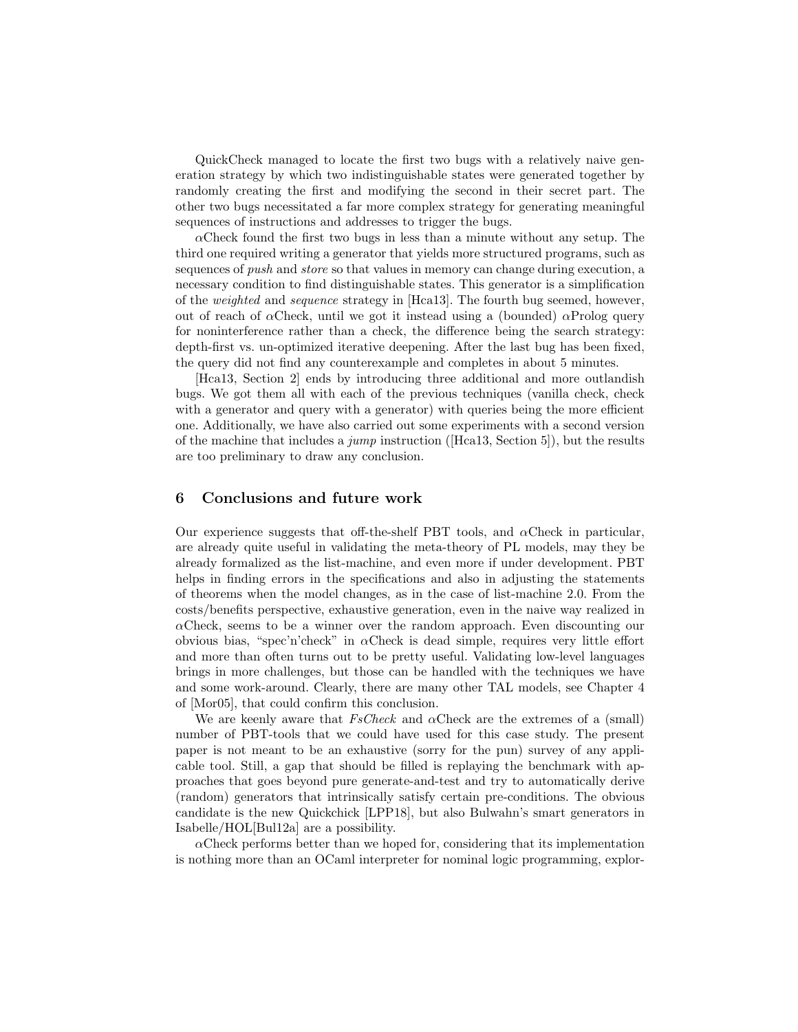QuickCheck managed to locate the first two bugs with a relatively naive generation strategy by which two indistinguishable states were generated together by randomly creating the first and modifying the second in their secret part. The other two bugs necessitated a far more complex strategy for generating meaningful sequences of instructions and addresses to trigger the bugs.

$\alpha$Check found the first two bugs in less than a minute without any setup. The third one required writing a generator that yields more structured programs, such as sequences of *push* and *store* so that values in memory can change during execution, a necessary condition to find distinguishable states. This generator is a simplification of the *weighted* and *sequence* strategy in [Hca13]. The fourth bug seemed, however, out of reach of $\alpha$Check, until we got it instead using a (bounded) $\alpha$Prolog query for noninterference rather than a check, the difference being the search strategy: depth-first vs. un-optimized iterative deepening. After the last bug has been fixed, the query did not find any counterexample and completes in about 5 minutes.

[Hca13, Section 2] ends by introducing three additional and more outlandish bugs. We got them all with each of the previous techniques (vanilla check, check with a generator and query with a generator) with queries being the more efficient one. Additionally, we have also carried out some experiments with a second version of the machine that includes a *jump* instruction ([Hca13, Section 5]), but the results are too preliminary to draw any conclusion.

## 6 Conclusions and future work

Our experience suggests that off-the-shelf PBT tools, and $\alpha$Check in particular, are already quite useful in validating the meta-theory of PL models, may they be already formalized as the list-machine, and even more if under development. PBT helps in finding errors in the specifications and also in adjusting the statements of theorems when the model changes, as in the case of list-machine 2.0. From the costs/benefits perspective, exhaustive generation, even in the naive way realized in $\alpha$Check, seems to be a winner over the random approach. Even discounting our obvious bias, "spec'n'check" in $\alpha$Check is dead simple, requires very little effort and more than often turns out to be pretty useful. Validating low-level languages brings in more challenges, but those can be handled with the techniques we have and some work-around. Clearly, there are many other TAL models, see Chapter 4 of [Mor05], that could confirm this conclusion.

We are keenly aware that *FsCheck* and $\alpha$Check are the extremes of a (small) number of PBT-tools that we could have used for this case study. The present paper is not meant to be an exhaustive (sorry for the pun) survey of any applicable tool. Still, a gap that should be filled is replaying the benchmark with approaches that goes beyond pure generate-and-test and try to automatically derive (random) generators that intrinsically satisfy certain pre-conditions. The obvious candidate is the new Quickchick [LPP18], but also Bulwahn's smart generators in Isabelle/HOL[Bul12a] are a possibility.

$\alpha$Check performs better than we hoped for, considering that its implementation is nothing more than an OCaml interpreter for nominal logic programming, explor-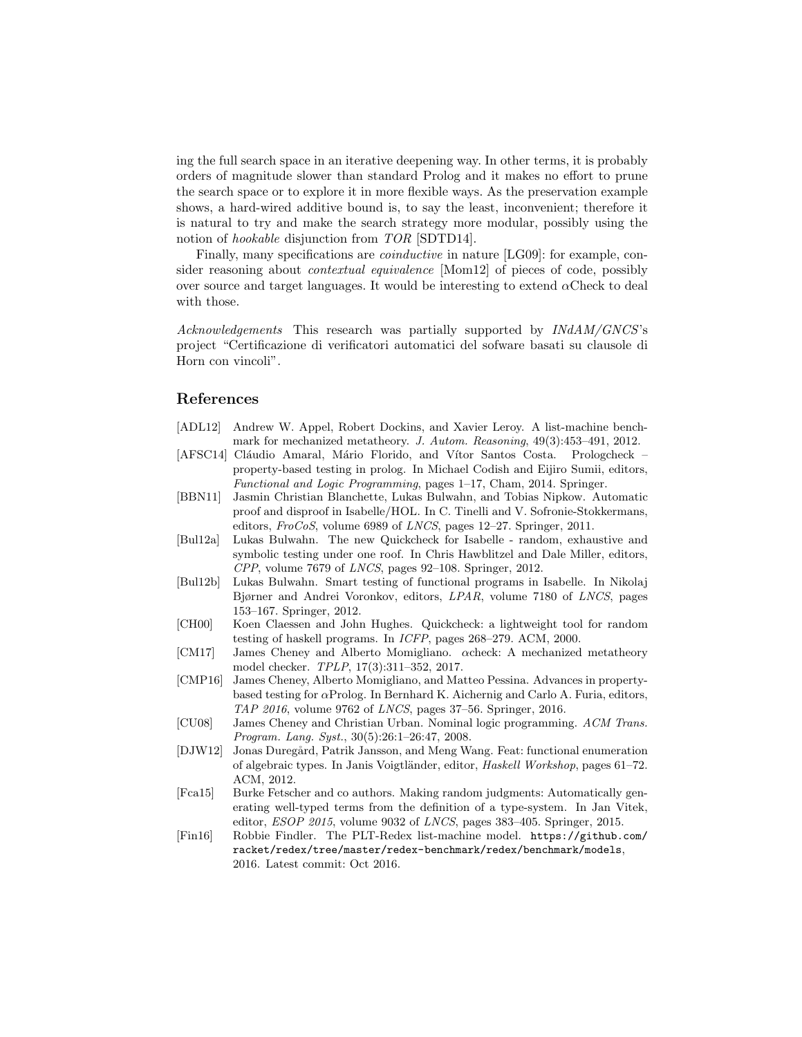ing the full search space in an iterative deepening way. In other terms, it is probably orders of magnitude slower than standard Prolog and it makes no effort to prune the search space or to explore it in more flexible ways. As the preservation example shows, a hard-wired additive bound is, to say the least, inconvenient; therefore it is natural to try and make the search strategy more modular, possibly using the notion of *hookable* disjunction from *TOR* [SDTD14].

Finally, many specifications are *coinductive* in nature [LG09]: for example, consider reasoning about *contextual equivalence* [Mom12] of pieces of code, possibly over source and target languages. It would be interesting to extend $\alpha$Check to deal with those.

*Acknowledgements* This research was partially supported by *INdAM/GNCS*'s project "Certificazione di verificatori automatici del sofware basati su clausole di Horn con vincoli".

## References

- [ADL12] Andrew W. Appel, Robert Dockins, and Xavier Leroy. A list-machine benchmark for mechanized metatheory. *J. Autom. Reasoning*, 49(3):453–491, 2012.
- [AFSC14] Cláudio Amaral, Mário Florido, and Vítor Santos Costa. Prologcheck – property-based testing in prolog. In Michael Codish and Eijiro Sumii, editors, *Functional and Logic Programming*, pages 1–17, Cham, 2014. Springer.
- [BBN11] Jasmin Christian Blanchette, Lukas Bulwahn, and Tobias Nipkow. Automatic proof and disproof in Isabelle/HOL. In C. Tinelli and V. Sofronie-Stokkermans, editors, *FroCoS*, volume 6989 of *LNCS*, pages 12–27. Springer, 2011.
- [Bul12a] Lukas Bulwahn. The new Quickcheck for Isabelle - random, exhaustive and symbolic testing under one roof. In Chris Hawblitzel and Dale Miller, editors, *CPP*, volume 7679 of *LNCS*, pages 92–108. Springer, 2012.
- [Bul12b] Lukas Bulwahn. Smart testing of functional programs in Isabelle. In Nikolaj Bjørner and Andrei Voronkov, editors, *LPAR*, volume 7180 of *LNCS*, pages 153–167. Springer, 2012.
- [CH00] Koen Claessen and John Hughes. Quickcheck: a lightweight tool for random testing of haskell programs. In *ICFP*, pages 268–279. ACM, 2000.
- [CM17] James Cheney and Alberto Momigliano. $\alpha$check: A mechanized metatheory model checker. *TPLP*, 17(3):311–352, 2017.
- [CMP16] James Cheney, Alberto Momigliano, and Matteo Pessina. Advances in property-based testing for $\alpha$Prolog. In Bernhard K. Aichernig and Carlo A. Furia, editors, *TAP 2016*, volume 9762 of *LNCS*, pages 37–56. Springer, 2016.
- [CU08] James Cheney and Christian Urban. Nominal logic programming. *ACM Trans. Program. Lang. Syst.*, 30(5):26:1–26:47, 2008.
- [DJW12] Jonas Duregård, Patrik Jansson, and Meng Wang. Feat: functional enumeration of algebraic types. In Janis Voigtländer, editor, *Haskell Workshop*, pages 61–72. ACM, 2012.
- [Fca15] Burke Fetscher and co authors. Making random judgments: Automatically generating well-typed terms from the definition of a type-system. In Jan Vitek, editor, *ESOP 2015*, volume 9032 of *LNCS*, pages 383–405. Springer, 2015.
- [Fin16] Robbie Findler. The PLT-Redex list-machine model. `https://github.com/racket/redex/tree/master/redex-benchmark/redex/benchmark/models`, 2016. Latest commit: Oct 2016.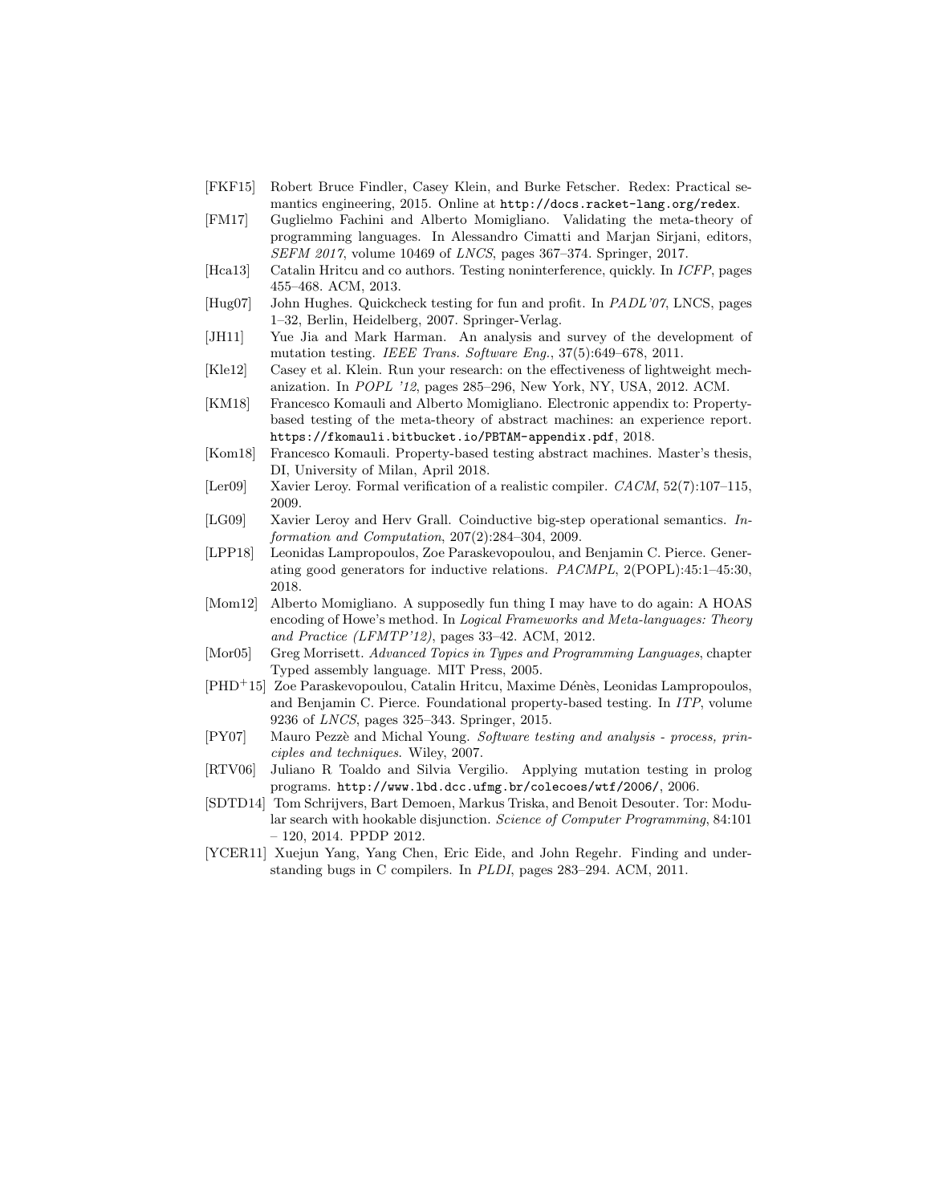[FKF15] Robert Bruce Findler, Casey Klein, and Burke Fetscher. Redex: Practical semantics engineering, 2015. Online at `http://docs.racket-lang.org/redex`.

[FM17] Guglielmo Fachini and Alberto Momigliano. Validating the meta-theory of programming languages. In Alessandro Cimatti and Marjan Sirjani, editors, *SEFM 2017*, volume 10469 of *LNCS*, pages 367–374. Springer, 2017.

[Hca13] Catalin Hritcu and co authors. Testing noninterference, quickly. In *ICFP*, pages 455–468. ACM, 2013.

[Hug07] John Hughes. Quickcheck testing for fun and profit. In *PADL'07*, LNCS, pages 1–32, Berlin, Heidelberg, 2007. Springer-Verlag.

[JH11] Yue Jia and Mark Harman. An analysis and survey of the development of mutation testing. *IEEE Trans. Software Eng.*, 37(5):649–678, 2011.

[Kle12] Casey et al. Klein. Run your research: on the effectiveness of lightweight mechanization. In *POPL '12*, pages 285–296, New York, NY, USA, 2012. ACM.

[KM18] Francesco Komauli and Alberto Momigliano. Electronic appendix to: Property-based testing of the meta-theory of abstract machines: an experience report. `https://fkomauli.bitbucket.io/PBTAM-appendix.pdf`, 2018.

[Kom18] Francesco Komauli. Property-based testing abstract machines. Master's thesis, DI, University of Milan, April 2018.

[Ler09] Xavier Leroy. Formal verification of a realistic compiler. *CACM*, 52(7):107–115, 2009.

[LG09] Xavier Leroy and Herv Grall. Coinductive big-step operational semantics. *Information and Computation*, 207(2):284–304, 2009.

[LPP18] Leonidas Lampropoulos, Zoe Paraskevopoulou, and Benjamin C. Pierce. Generating good generators for inductive relations. *PACMPL*, 2(POPL):45:1–45:30, 2018.

[Mom12] Alberto Momigliano. A supposedly fun thing I may have to do again: A HOAS encoding of Howe's method. In *Logical Frameworks and Meta-languages: Theory and Practice (LFMTP'12)*, pages 33–42. ACM, 2012.

[Mor05] Greg Morrisett. *Advanced Topics in Types and Programming Languages*, chapter Typed assembly language. MIT Press, 2005.

[PHD+15] Zoe Paraskevopoulou, Catalin Hritcu, Maxime Dénès, Leonidas Lampropoulos, and Benjamin C. Pierce. Foundational property-based testing. In *ITP*, volume 9236 of *LNCS*, pages 325–343. Springer, 2015.

[PY07] Mauro Pezzè and Michal Young. *Software testing and analysis - process, principles and techniques.* Wiley, 2007.

[RTV06] Juliano R Toaldo and Silvia Vergilio. Applying mutation testing in prolog programs. `http://www.lbd.dcc.ufmg.br/colecoes/wtf/2006/`, 2006.

[SDTD14] Tom Schrijvers, Bart Demoen, Markus Triska, and Benoit Desouter. Tor: Modular search with hookable disjunction. *Science of Computer Programming*, 84:101 – 120, 2014. PPDP 2012.

[YCER11] Xuejun Yang, Yang Chen, Eric Eide, and John Regehr. Finding and understanding bugs in C compilers. In *PLDI*, pages 283–294. ACM, 2011.